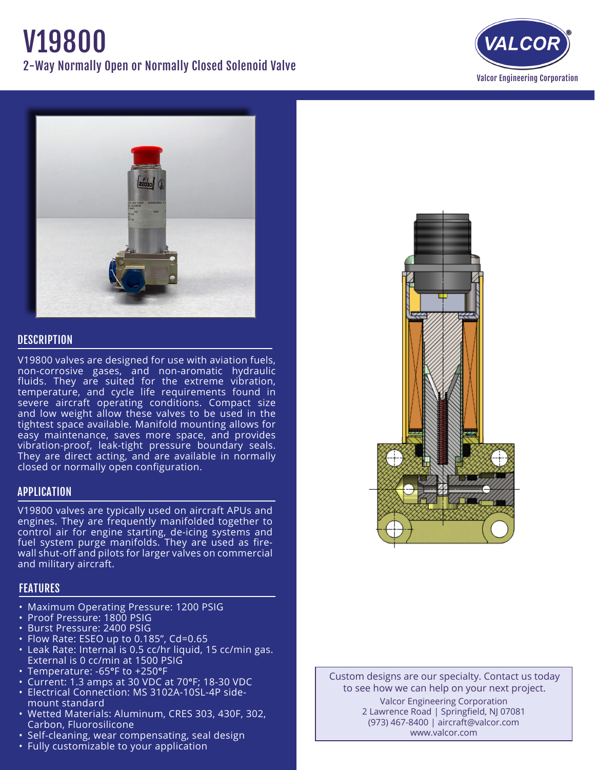# V19800

## 2-Way Normally Open or Normally Closed Solenoid Valve

Valcor Engineering Corporation

## DESCRIPTION

V19800 valves are designed for use with aviation fuels, non-corrosive gases, and non-aromatic hydraulic fluids. They are suited for the extreme vibration, temperature, and cycle life requirements found in severe aircraft operating conditions. Compact size and low weight allow these valves to be used in the tightest space available. Manifold mounting allows for easy maintenance, saves more space, and provides vibration-proof, leak-tight pressure boundary seals. They are direct acting, and are available in normally closed or normally open configuration.

## APPLICATION

V19800 valves are typically used on aircraft APUs and engines. They are frequently manifolded together to control air for engine starting, de-icing systems and fuel system purge manifolds. They are used as fire-wall shut-off and pilots for larger valves on commercial and military aircraft.

## FEATURES

- Maximum Operating Pressure: 1200 PSIG
- Proof Pressure: 1800 PSIG
- Burst Pressure: 2400 PSIG
- Flow Rate: ESEO up to 0.185", Cd=0.65
- Leak Rate: Internal is 0.5 cc/hr liquid, 15 cc/min gas. External is 0 cc/min at 1500 PSIG
- Temperature: -65°F to +250°F
- Current: 1.3 amps at 30 VDC at 70°F; 18-30 VDC
- Electrical Connection: MS 3102A-10SL-4P side-mount standard
- Wetted Materials: Aluminum, CRES 303, 430F, 302, Carbon, Fluorosilicone
- Self-cleaning, wear compensating, seal design
- Fully customizable to your application

Custom designs are our specialty. Contact us today to see how we can help on your next project.

Valcor Engineering Corporation
2 Lawrence Road | Springfield, NJ 07081
(973) 467-8400 | aircraft@valcor.com
www.valcor.com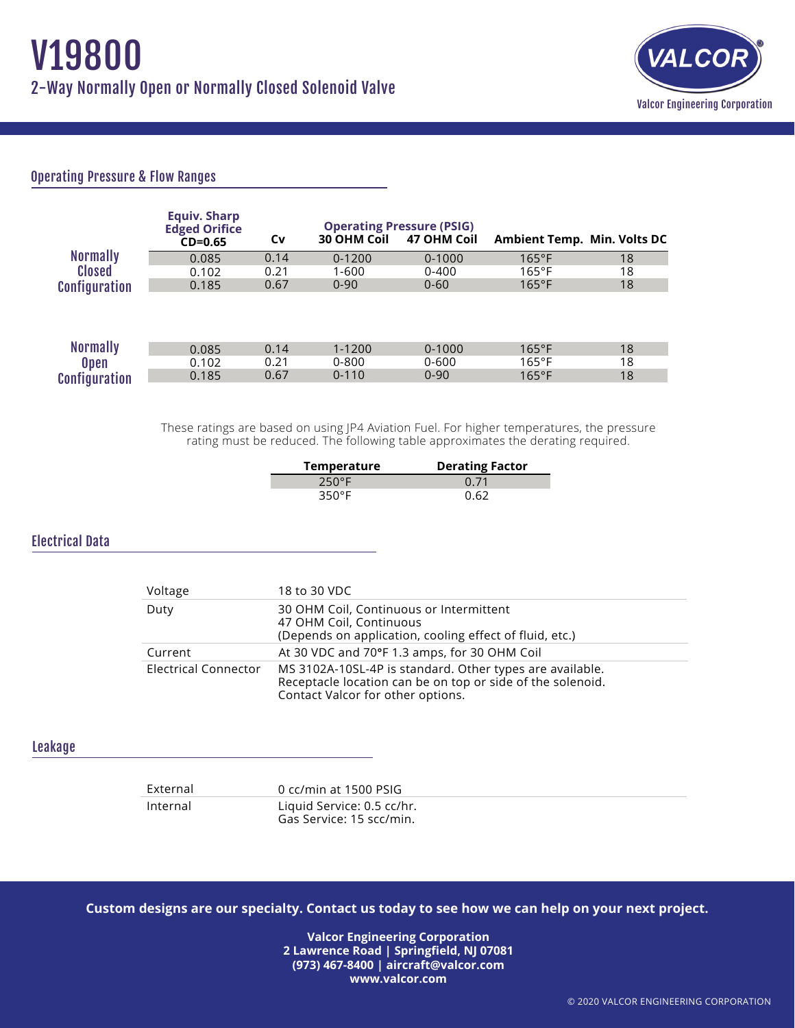# V19800

## 2-Way Normally Open or Normally Closed Solenoid Valve

Valcor Engineering Corporation

### Operating Pressure & Flow Ranges

| | Equiv. Sharp Edged Orifice CD=0.65 | Cv | Operating Pressure (PSIG) 30 OHM Coil | 47 OHM Coil | Ambient Temp. | Min. Volts DC |
|---|---|---|---|---|---|---|
| Normally Closed Configuration | 0.085 | 0.14 | 0-1200 | 0-1000 | 165°F | 18 |
| | 0.102 | 0.21 | 1-600 | 0-400 | 165°F | 18 |
| | 0.185 | 0.67 | 0-90 | 0-60 | 165°F | 18 |
| Normally Open Configuration | 0.085 | 0.14 | 1-1200 | 0-1000 | 165°F | 18 |
| | 0.102 | 0.21 | 0-800 | 0-600 | 165°F | 18 |
| | 0.185 | 0.67 | 0-110 | 0-90 | 165°F | 18 |

These ratings are based on using JP4 Aviation Fuel. For higher temperatures, the pressure rating must be reduced. The following table approximates the derating required.

| Temperature | Derating Factor |
|---|---|
| 250°F | 0.71 |
| 350°F | 0.62 |

### Electrical Data

| | |
|---|---|
| Voltage | 18 to 30 VDC |
| Duty | 30 OHM Coil, Continuous or Intermittent<br>47 OHM Coil, Continuous<br>(Depends on application, cooling effect of fluid, etc.) |
| Current | At 30 VDC and 70°F 1.3 amps, for 30 OHM Coil |
| Electrical Connector | MS 3102A-10SL-4P is standard. Other types are available. Receptacle location can be on top or side of the solenoid. Contact Valcor for other options. |

### Leakage

| | |
|---|---|
| External | 0 cc/min at 1500 PSIG |
| Internal | Liquid Service: 0.5 cc/hr.<br>Gas Service: 15 scc/min. |

**Custom designs are our specialty. Contact us today to see how we can help on your next project.**

**Valcor Engineering Corporation**
**2 Lawrence Road | Springfield, NJ 07081**
**(973) 467-8400 | aircraft@valcor.com**
**www.valcor.com**

© 2020 VALCOR ENGINEERING CORPORATION